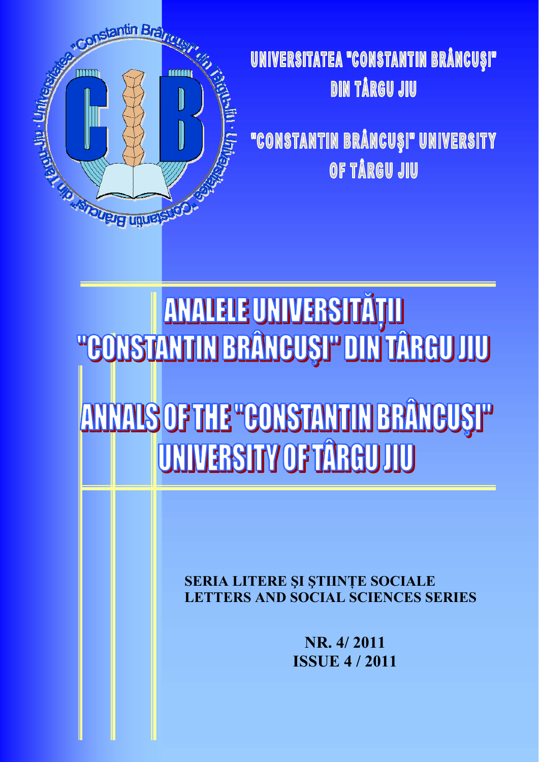UNIVERSITATEA "CONSTANTIN BRÂNCUŞI" DIN TÂRGU JIU

"CONSTANTIN BRÂNCUŞI" UNIVERSITY OF TÂRGU JIU

# ANALELE UNIVERSITĂȚII "CONSTANTIN BRÂNCUŞI" DIN TÂRGU JIU

# ANNALS OF THE "CONSTANTIN BRÂNCUŞI" UNIVERSITY OF TÂRGU JIU

**SERIA LITERE ŞI ŞTIINȚE SOCIALE**
**LETTERS AND SOCIAL SCIENCES SERIES**

**NR. 4/ 2011**
**ISSUE 4 / 2011**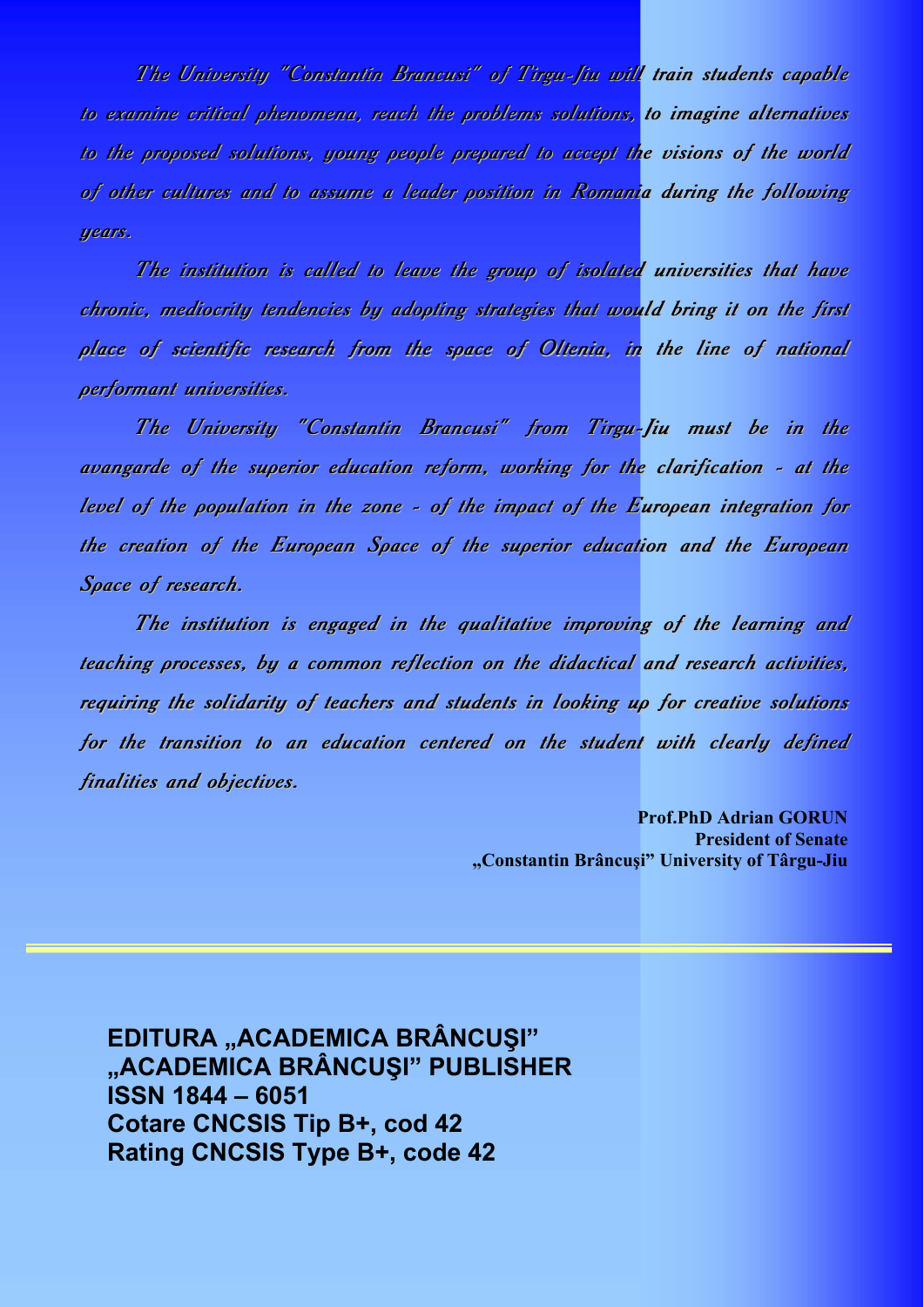*The University "Constantin Brancusi" of Tirgu-Jiu will train students capable to examine critical phenomena, reach the problems solutions, to imagine alternatives to the proposed solutions, young people prepared to accept the visions of the world of other cultures and to assume a leader position in Romania during the following years.*

*The institution is called to leave the group of isolated universities that have chronic, mediocrity tendencies by adopting strategies that would bring it on the first place of scientific research from the space of Oltenia, in the line of national performant universities.*

*The University "Constantin Brancusi" from Tirgu-Jiu must be in the avangarde of the superior education reform, working for the clarification - at the level of the population in the zone - of the impact of the European integration for the creation of the European Space of the superior education and the European Space of research.*

*The institution is engaged in the qualitative improving of the learning and teaching processes, by a common reflection on the didactical and research activities, requiring the solidarity of teachers and students in looking up for creative solutions for the transition to an education centered on the student with clearly defined finalities and objectives.*

**Prof.PhD Adrian GORUN**
**President of Senate**
**„Constantin Brâncuşi" University of Târgu-Jiu**

---

**EDITURA „ACADEMICA BRÂNCUŞI"**
**„ACADEMICA BRÂNCUŞI" PUBLISHER**
**ISSN 1844 – 6051**
**Cotare CNCSIS Tip B+, cod 42**
**Rating CNCSIS Type B+, code 42**